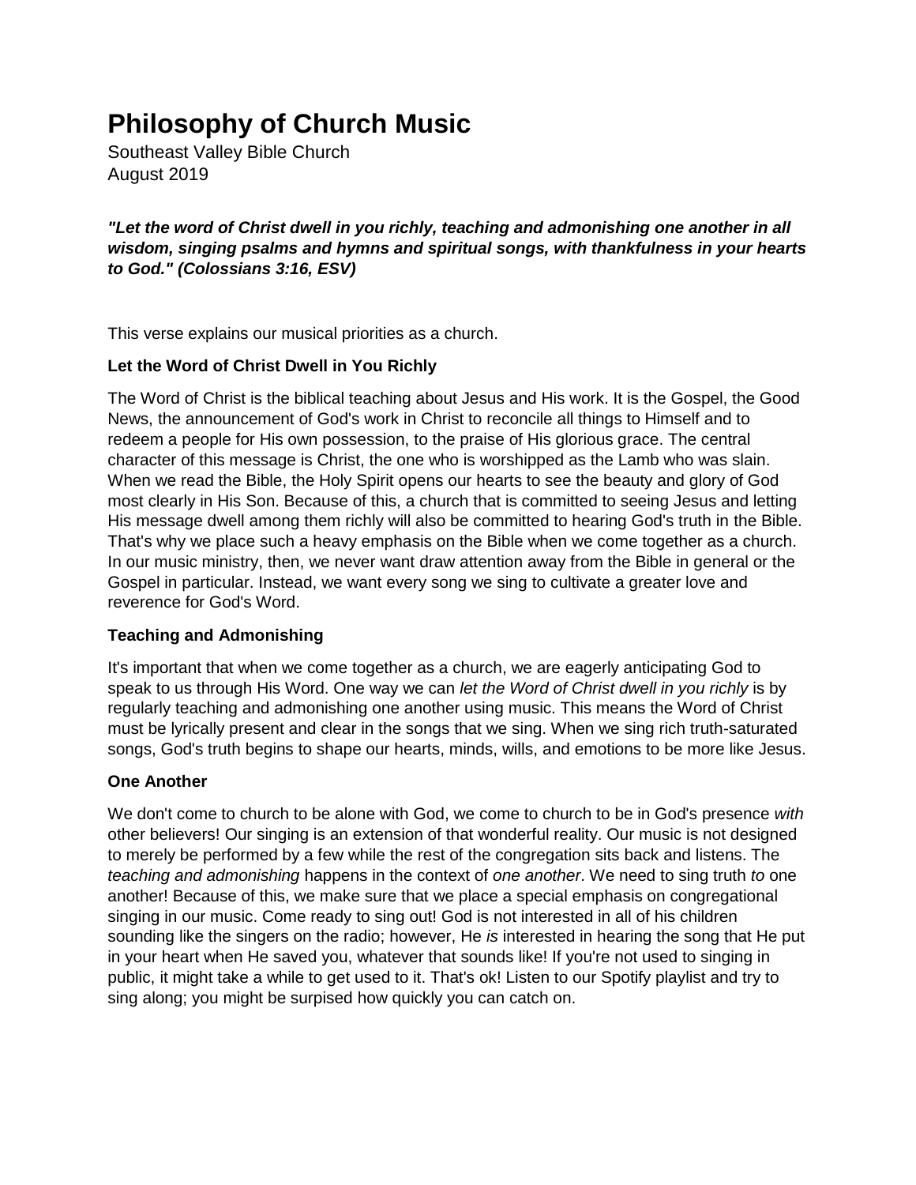# Philosophy of Church Music

Southeast Valley Bible Church
August 2019

***"Let the word of Christ dwell in you richly, teaching and admonishing one another in all wisdom, singing psalms and hymns and spiritual songs, with thankfulness in your hearts to God." (Colossians 3:16, ESV)***

This verse explains our musical priorities as a church.

**Let the Word of Christ Dwell in You Richly**

The Word of Christ is the biblical teaching about Jesus and His work. It is the Gospel, the Good News, the announcement of God's work in Christ to reconcile all things to Himself and to redeem a people for His own possession, to the praise of His glorious grace. The central character of this message is Christ, the one who is worshipped as the Lamb who was slain. When we read the Bible, the Holy Spirit opens our hearts to see the beauty and glory of God most clearly in His Son. Because of this, a church that is committed to seeing Jesus and letting His message dwell among them richly will also be committed to hearing God's truth in the Bible. That's why we place such a heavy emphasis on the Bible when we come together as a church. In our music ministry, then, we never want draw attention away from the Bible in general or the Gospel in particular. Instead, we want every song we sing to cultivate a greater love and reverence for God's Word.

**Teaching and Admonishing**

It's important that when we come together as a church, we are eagerly anticipating God to speak to us through His Word. One way we can *let the Word of Christ dwell in you richly* is by regularly teaching and admonishing one another using music. This means the Word of Christ must be lyrically present and clear in the songs that we sing. When we sing rich truth-saturated songs, God's truth begins to shape our hearts, minds, wills, and emotions to be more like Jesus.

**One Another**

We don't come to church to be alone with God, we come to church to be in God's presence *with* other believers! Our singing is an extension of that wonderful reality. Our music is not designed to merely be performed by a few while the rest of the congregation sits back and listens. The *teaching and admonishing* happens in the context of *one another*. We need to sing truth *to* one another! Because of this, we make sure that we place a special emphasis on congregational singing in our music. Come ready to sing out! God is not interested in all of his children sounding like the singers on the radio; however, He *is* interested in hearing the song that He put in your heart when He saved you, whatever that sounds like! If you're not used to singing in public, it might take a while to get used to it. That's ok! Listen to our Spotify playlist and try to sing along; you might be surpised how quickly you can catch on.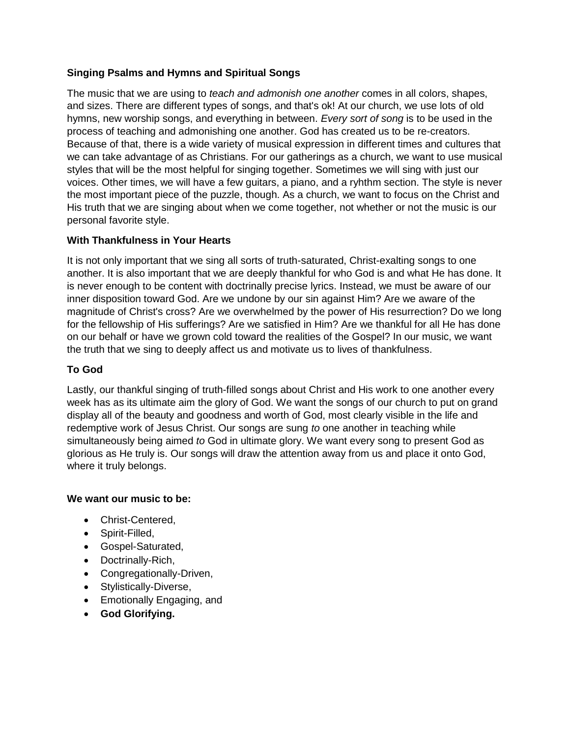**Singing Psalms and Hymns and Spiritual Songs**

The music that we are using to *teach and admonish one another* comes in all colors, shapes, and sizes. There are different types of songs, and that's ok! At our church, we use lots of old hymns, new worship songs, and everything in between. *Every sort of song* is to be used in the process of teaching and admonishing one another. God has created us to be re-creators. Because of that, there is a wide variety of musical expression in different times and cultures that we can take advantage of as Christians. For our gatherings as a church, we want to use musical styles that will be the most helpful for singing together. Sometimes we will sing with just our voices. Other times, we will have a few guitars, a piano, and a ryhthm section. The style is never the most important piece of the puzzle, though. As a church, we want to focus on the Christ and His truth that we are singing about when we come together, not whether or not the music is our personal favorite style.

**With Thankfulness in Your Hearts**

It is not only important that we sing all sorts of truth-saturated, Christ-exalting songs to one another. It is also important that we are deeply thankful for who God is and what He has done. It is never enough to be content with doctrinally precise lyrics. Instead, we must be aware of our inner disposition toward God. Are we undone by our sin against Him? Are we aware of the magnitude of Christ's cross? Are we overwhelmed by the power of His resurrection? Do we long for the fellowship of His sufferings? Are we satisfied in Him? Are we thankful for all He has done on our behalf or have we grown cold toward the realities of the Gospel? In our music, we want the truth that we sing to deeply affect us and motivate us to lives of thankfulness.

**To God**

Lastly, our thankful singing of truth-filled songs about Christ and His work to one another every week has as its ultimate aim the glory of God. We want the songs of our church to put on grand display all of the beauty and goodness and worth of God, most clearly visible in the life and redemptive work of Jesus Christ. Our songs are sung *to* one another in teaching while simultaneously being aimed *to* God in ultimate glory. We want every song to present God as glorious as He truly is. Our songs will draw the attention away from us and place it onto God, where it truly belongs.

**We want our music to be:**

- Christ-Centered,
- Spirit-Filled,
- Gospel-Saturated,
- Doctrinally-Rich,
- Congregationally-Driven,
- Stylistically-Diverse,
- Emotionally Engaging, and
- **God Glorifying.**